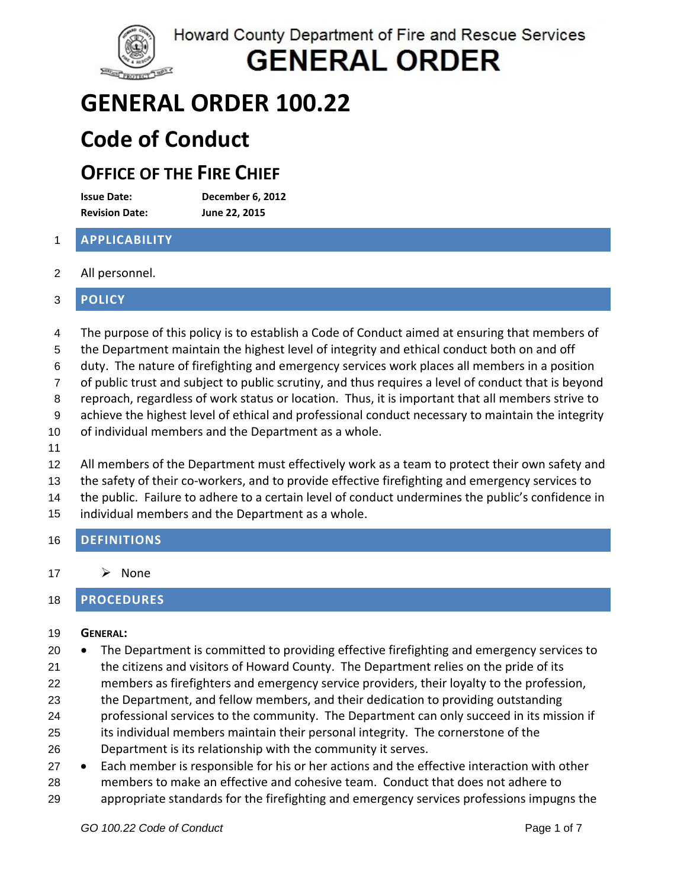Howard County Department of Fire and Rescue Services

**GENERAL ORDER**

# GENERAL ORDER 100.22

# Code of Conduct

## OFFICE OF THE FIRE CHIEF

**Issue Date:** December 6, 2012
**Revision Date:** June 22, 2015

## APPLICABILITY

All personnel.

## POLICY

The purpose of this policy is to establish a Code of Conduct aimed at ensuring that members of the Department maintain the highest level of integrity and ethical conduct both on and off duty. The nature of firefighting and emergency services work places all members in a position of public trust and subject to public scrutiny, and thus requires a level of conduct that is beyond reproach, regardless of work status or location. Thus, it is important that all members strive to achieve the highest level of ethical and professional conduct necessary to maintain the integrity of individual members and the Department as a whole.

All members of the Department must effectively work as a team to protect their own safety and the safety of their co-workers, and to provide effective firefighting and emergency services to the public. Failure to adhere to a certain level of conduct undermines the public's confidence in individual members and the Department as a whole.

## DEFINITIONS

- None

## PROCEDURES

**GENERAL:**

- The Department is committed to providing effective firefighting and emergency services to the citizens and visitors of Howard County. The Department relies on the pride of its members as firefighters and emergency service providers, their loyalty to the profession, the Department, and fellow members, and their dedication to providing outstanding professional services to the community. The Department can only succeed in its mission if its individual members maintain their personal integrity. The cornerstone of the Department is its relationship with the community it serves.
- Each member is responsible for his or her actions and the effective interaction with other members to make an effective and cohesive team. Conduct that does not adhere to appropriate standards for the firefighting and emergency services professions impugns the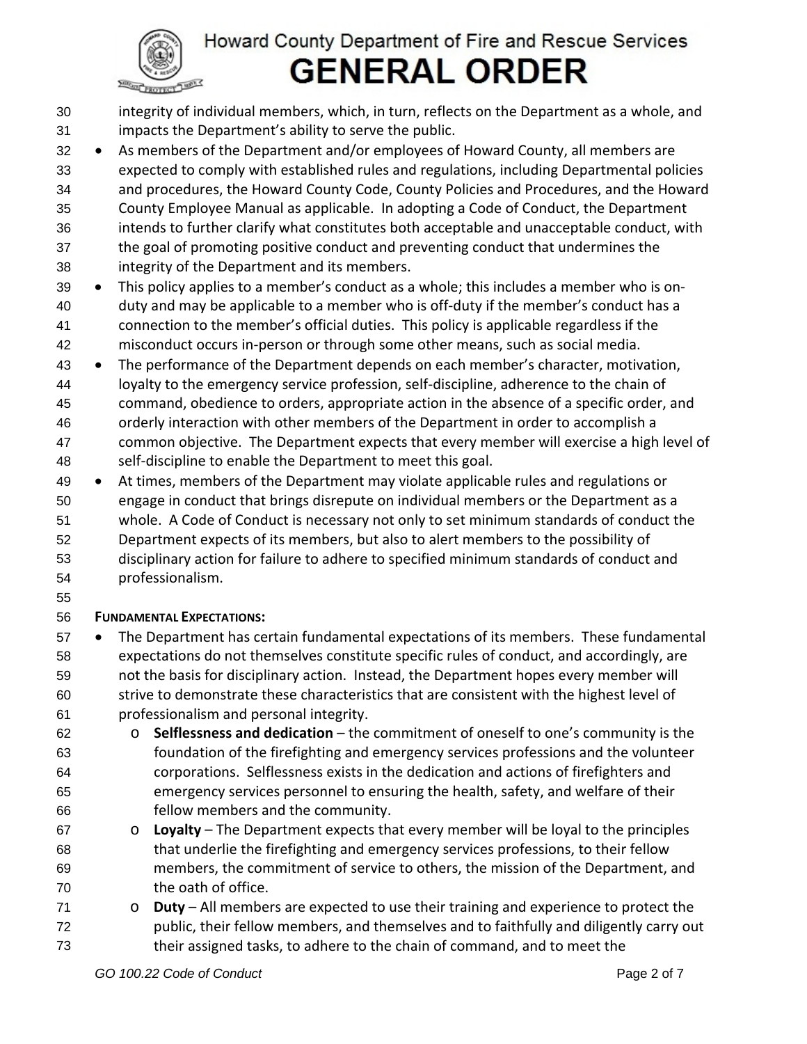integrity of individual members, which, in turn, reflects on the Department as a whole, and impacts the Department's ability to serve the public.

- As members of the Department and/or employees of Howard County, all members are expected to comply with established rules and regulations, including Departmental policies and procedures, the Howard County Code, County Policies and Procedures, and the Howard County Employee Manual as applicable. In adopting a Code of Conduct, the Department intends to further clarify what constitutes both acceptable and unacceptable conduct, with the goal of promoting positive conduct and preventing conduct that undermines the integrity of the Department and its members.
- This policy applies to a member's conduct as a whole; this includes a member who is on-duty and may be applicable to a member who is off-duty if the member's conduct has a connection to the member's official duties. This policy is applicable regardless if the misconduct occurs in-person or through some other means, such as social media.
- The performance of the Department depends on each member's character, motivation, loyalty to the emergency service profession, self-discipline, adherence to the chain of command, obedience to orders, appropriate action in the absence of a specific order, and orderly interaction with other members of the Department in order to accomplish a common objective. The Department expects that every member will exercise a high level of self-discipline to enable the Department to meet this goal.
- At times, members of the Department may violate applicable rules and regulations or engage in conduct that brings disrepute on individual members or the Department as a whole. A Code of Conduct is necessary not only to set minimum standards of conduct the Department expects of its members, but also to alert members to the possibility of disciplinary action for failure to adhere to specified minimum standards of conduct and professionalism.

**FUNDAMENTAL EXPECTATIONS:**

- The Department has certain fundamental expectations of its members. These fundamental expectations do not themselves constitute specific rules of conduct, and accordingly, are not the basis for disciplinary action. Instead, the Department hopes every member will strive to demonstrate these characteristics that are consistent with the highest level of professionalism and personal integrity.
  - **Selflessness and dedication** – the commitment of oneself to one's community is the foundation of the firefighting and emergency services professions and the volunteer corporations. Selflessness exists in the dedication and actions of firefighters and emergency services personnel to ensuring the health, safety, and welfare of their fellow members and the community.
  - **Loyalty** – The Department expects that every member will be loyal to the principles that underlie the firefighting and emergency services professions, to their fellow members, the commitment of service to others, the mission of the Department, and the oath of office.
  - **Duty** – All members are expected to use their training and experience to protect the public, their fellow members, and themselves and to faithfully and diligently carry out their assigned tasks, to adhere to the chain of command, and to meet the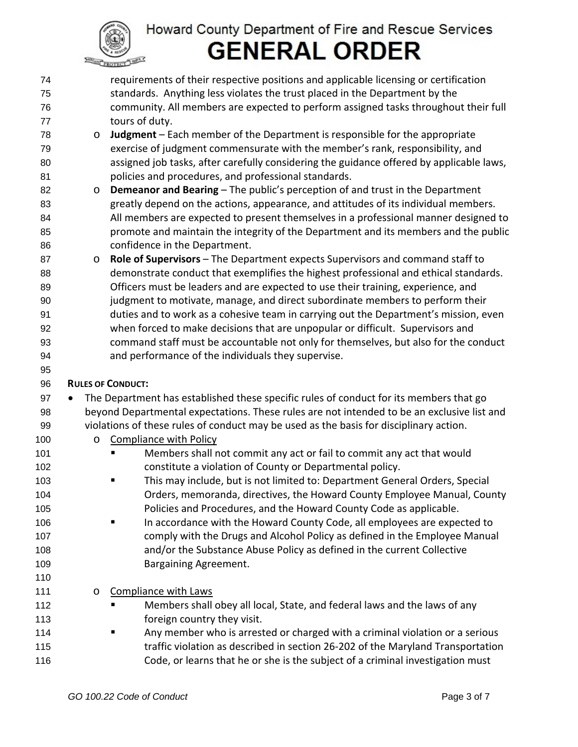requirements of their respective positions and applicable licensing or certification standards. Anything less violates the trust placed in the Department by the community. All members are expected to perform assigned tasks throughout their full tours of duty.

- **Judgment** – Each member of the Department is responsible for the appropriate exercise of judgment commensurate with the member's rank, responsibility, and assigned job tasks, after carefully considering the guidance offered by applicable laws, policies and procedures, and professional standards.
- **Demeanor and Bearing** – The public's perception of and trust in the Department greatly depend on the actions, appearance, and attitudes of its individual members. All members are expected to present themselves in a professional manner designed to promote and maintain the integrity of the Department and its members and the public confidence in the Department.
- **Role of Supervisors** – The Department expects Supervisors and command staff to demonstrate conduct that exemplifies the highest professional and ethical standards. Officers must be leaders and are expected to use their training, experience, and judgment to motivate, manage, and direct subordinate members to perform their duties and to work as a cohesive team in carrying out the Department's mission, even when forced to make decisions that are unpopular or difficult. Supervisors and command staff must be accountable not only for themselves, but also for the conduct and performance of the individuals they supervise.

**RULES OF CONDUCT:**

- The Department has established these specific rules of conduct for its members that go beyond Departmental expectations. These rules are not intended to be an exclusive list and violations of these rules of conduct may be used as the basis for disciplinary action.
  - Compliance with Policy
    - Members shall not commit any act or fail to commit any act that would constitute a violation of County or Departmental policy.
    - This may include, but is not limited to: Department General Orders, Special Orders, memoranda, directives, the Howard County Employee Manual, County Policies and Procedures, and the Howard County Code as applicable.
    - In accordance with the Howard County Code, all employees are expected to comply with the Drugs and Alcohol Policy as defined in the Employee Manual and/or the Substance Abuse Policy as defined in the current Collective Bargaining Agreement.
  - Compliance with Laws
    - Members shall obey all local, State, and federal laws and the laws of any foreign country they visit.
    - Any member who is arrested or charged with a criminal violation or a serious traffic violation as described in section 26-202 of the Maryland Transportation Code, or learns that he or she is the subject of a criminal investigation must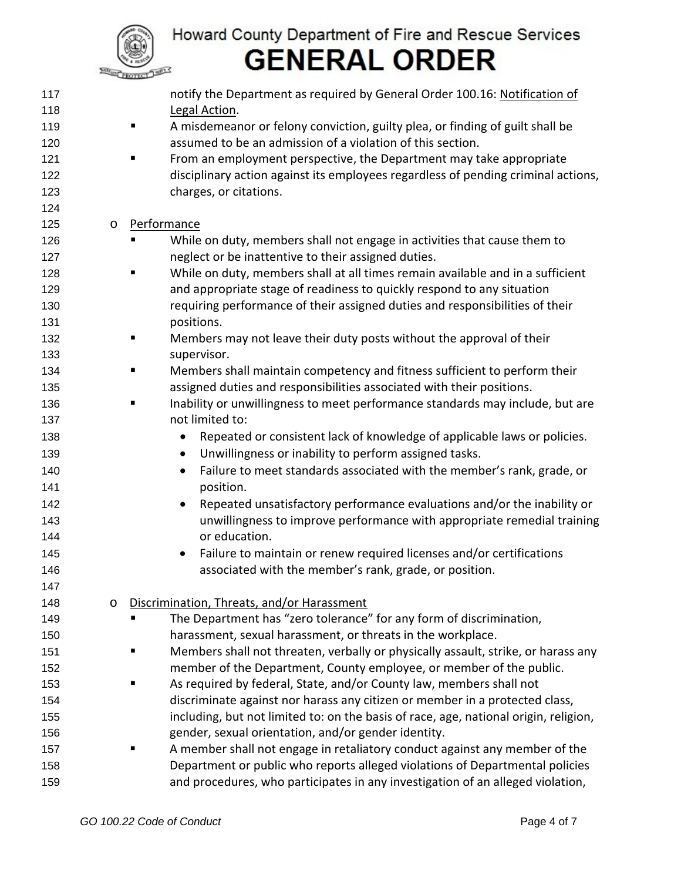notify the Department as required by General Order 100.16: Notification of Legal Action.
    - A misdemeanor or felony conviction, guilty plea, or finding of guilt shall be assumed to be an admission of a violation of this section.
    - From an employment perspective, the Department may take appropriate disciplinary action against its employees regardless of pending criminal actions, charges, or citations.

- Performance
    - While on duty, members shall not engage in activities that cause them to neglect or be inattentive to their assigned duties.
    - While on duty, members shall at all times remain available and in a sufficient and appropriate stage of readiness to quickly respond to any situation requiring performance of their assigned duties and responsibilities of their positions.
    - Members may not leave their duty posts without the approval of their supervisor.
    - Members shall maintain competency and fitness sufficient to perform their assigned duties and responsibilities associated with their positions.
    - Inability or unwillingness to meet performance standards may include, but are not limited to:
        - Repeated or consistent lack of knowledge of applicable laws or policies.
        - Unwillingness or inability to perform assigned tasks.
        - Failure to meet standards associated with the member's rank, grade, or position.
        - Repeated unsatisfactory performance evaluations and/or the inability or unwillingness to improve performance with appropriate remedial training or education.
        - Failure to maintain or renew required licenses and/or certifications associated with the member's rank, grade, or position.

- Discrimination, Threats, and/or Harassment
    - The Department has "zero tolerance" for any form of discrimination, harassment, sexual harassment, or threats in the workplace.
    - Members shall not threaten, verbally or physically assault, strike, or harass any member of the Department, County employee, or member of the public.
    - As required by federal, State, and/or County law, members shall not discriminate against nor harass any citizen or member in a protected class, including, but not limited to: on the basis of race, age, national origin, religion, gender, sexual orientation, and/or gender identity.
    - A member shall not engage in retaliatory conduct against any member of the Department or public who reports alleged violations of Departmental policies and procedures, who participates in any investigation of an alleged violation,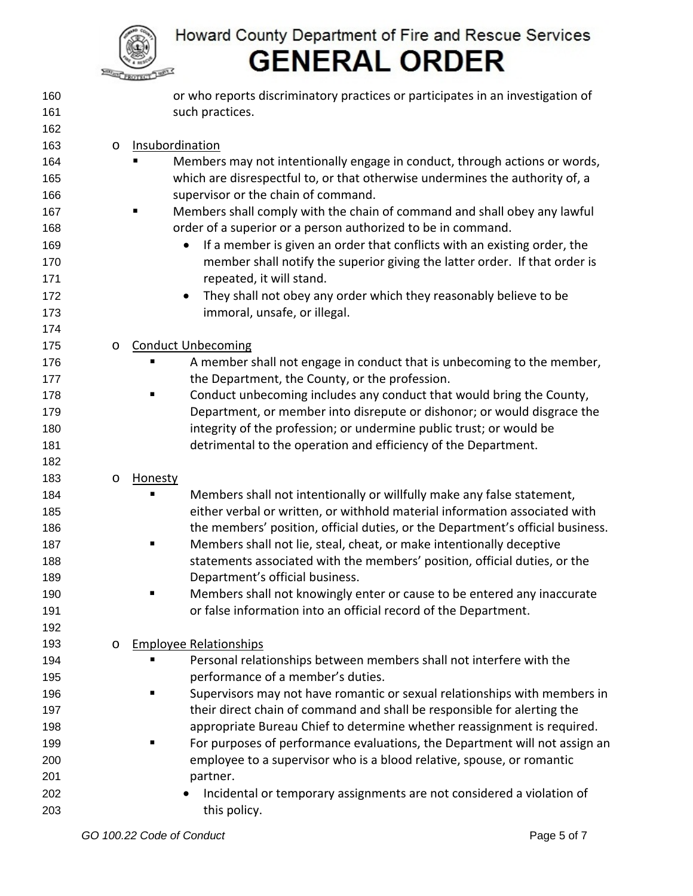or who reports discriminatory practices or participates in an investigation of such practices.

- Insubordination
  - Members may not intentionally engage in conduct, through actions or words, which are disrespectful to, or that otherwise undermines the authority of, a supervisor or the chain of command.
  - Members shall comply with the chain of command and shall obey any lawful order of a superior or a person authorized to be in command.
    - If a member is given an order that conflicts with an existing order, the member shall notify the superior giving the latter order. If that order is repeated, it will stand.
    - They shall not obey any order which they reasonably believe to be immoral, unsafe, or illegal.

- Conduct Unbecoming
  - A member shall not engage in conduct that is unbecoming to the member, the Department, the County, or the profession.
  - Conduct unbecoming includes any conduct that would bring the County, Department, or member into disrepute or dishonor; or would disgrace the integrity of the profession; or undermine public trust; or would be detrimental to the operation and efficiency of the Department.

- Honesty
  - Members shall not intentionally or willfully make any false statement, either verbal or written, or withhold material information associated with the members' position, official duties, or the Department's official business.
  - Members shall not lie, steal, cheat, or make intentionally deceptive statements associated with the members' position, official duties, or the Department's official business.
  - Members shall not knowingly enter or cause to be entered any inaccurate or false information into an official record of the Department.

- Employee Relationships
  - Personal relationships between members shall not interfere with the performance of a member's duties.
  - Supervisors may not have romantic or sexual relationships with members in their direct chain of command and shall be responsible for alerting the appropriate Bureau Chief to determine whether reassignment is required.
  - For purposes of performance evaluations, the Department will not assign an employee to a supervisor who is a blood relative, spouse, or romantic partner.
    - Incidental or temporary assignments are not considered a violation of this policy.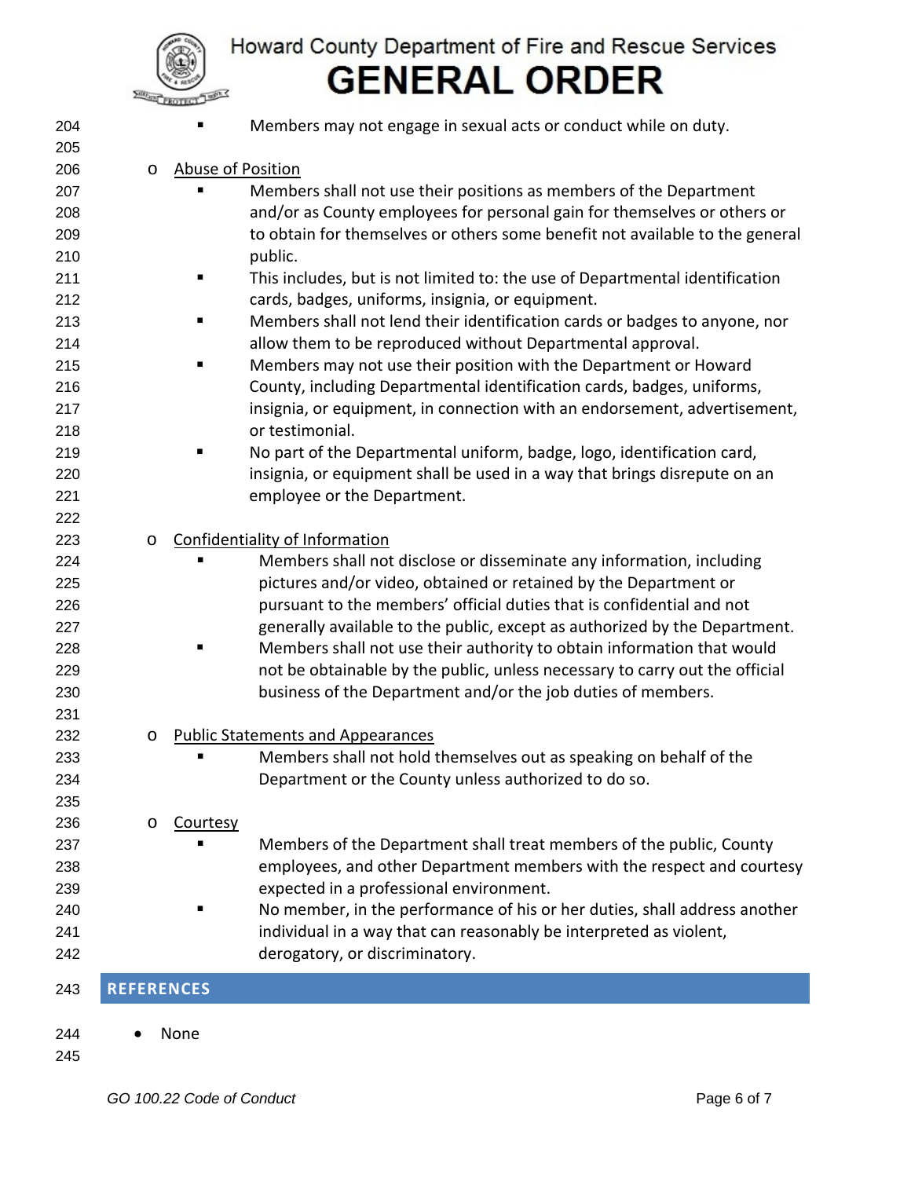- Members may not engage in sexual acts or conduct while on duty.

- Abuse of Position
    - Members shall not use their positions as members of the Department and/or as County employees for personal gain for themselves or others or to obtain for themselves or others some benefit not available to the general public.
    - This includes, but is not limited to: the use of Departmental identification cards, badges, uniforms, insignia, or equipment.
    - Members shall not lend their identification cards or badges to anyone, nor allow them to be reproduced without Departmental approval.
    - Members may not use their position with the Department or Howard County, including Departmental identification cards, badges, uniforms, insignia, or equipment, in connection with an endorsement, advertisement, or testimonial.
    - No part of the Departmental uniform, badge, logo, identification card, insignia, or equipment shall be used in a way that brings disrepute on an employee or the Department.

- Confidentiality of Information
    - Members shall not disclose or disseminate any information, including pictures and/or video, obtained or retained by the Department or pursuant to the members' official duties that is confidential and not generally available to the public, except as authorized by the Department.
    - Members shall not use their authority to obtain information that would not be obtainable by the public, unless necessary to carry out the official business of the Department and/or the job duties of members.

- Public Statements and Appearances
    - Members shall not hold themselves out as speaking on behalf of the Department or the County unless authorized to do so.

- Courtesy
    - Members of the Department shall treat members of the public, County employees, and other Department members with the respect and courtesy expected in a professional environment.
    - No member, in the performance of his or her duties, shall address another individual in a way that can reasonably be interpreted as violent, derogatory, or discriminatory.

## REFERENCES

- None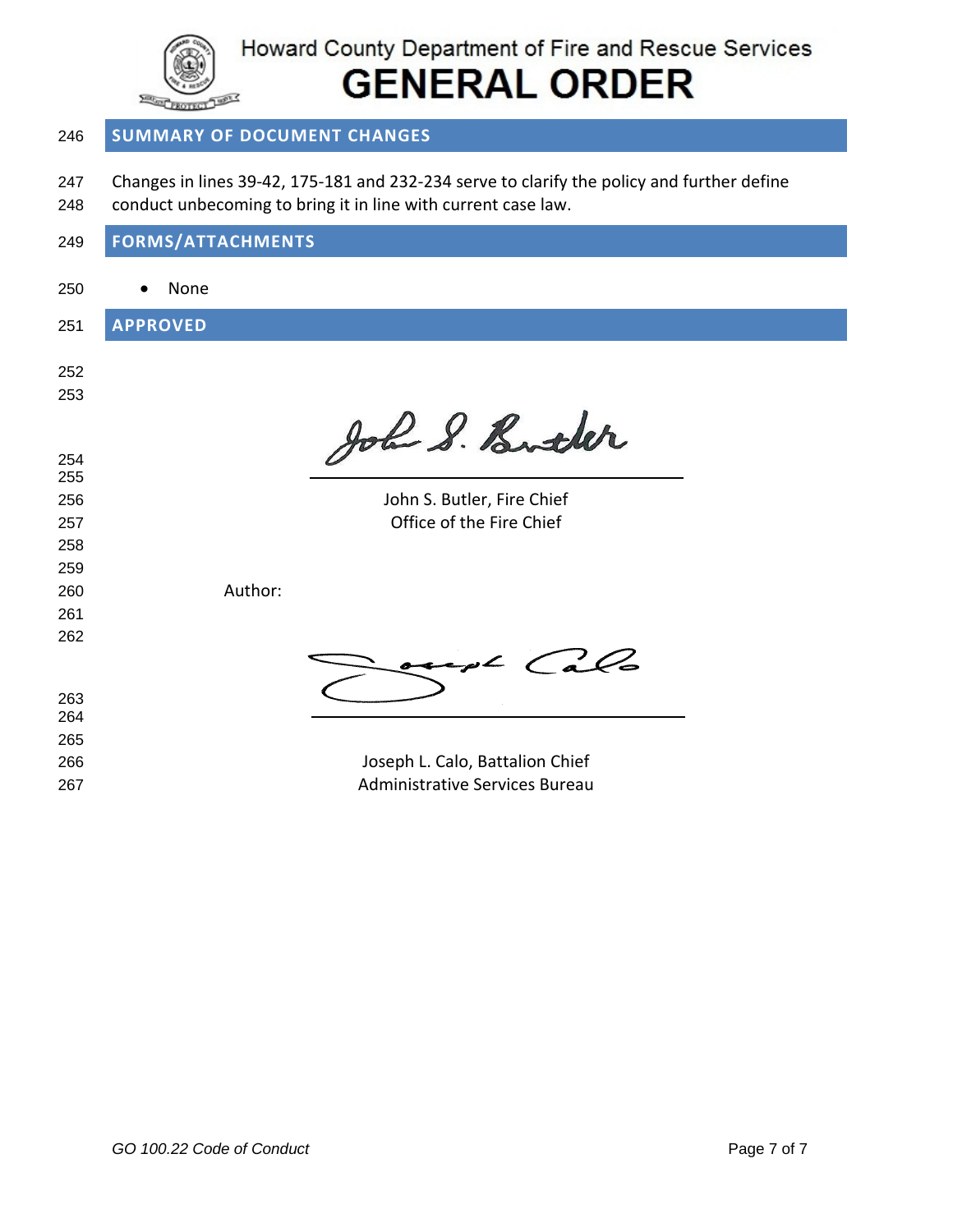## SUMMARY OF DOCUMENT CHANGES

Changes in lines 39-42, 175-181 and 232-234 serve to clarify the policy and further define conduct unbecoming to bring it in line with current case law.

## FORMS/ATTACHMENTS

- None

## APPROVED

John S. Butler, Fire Chief
Office of the Fire Chief

Author:

Joseph L. Calo, Battalion Chief
Administrative Services Bureau